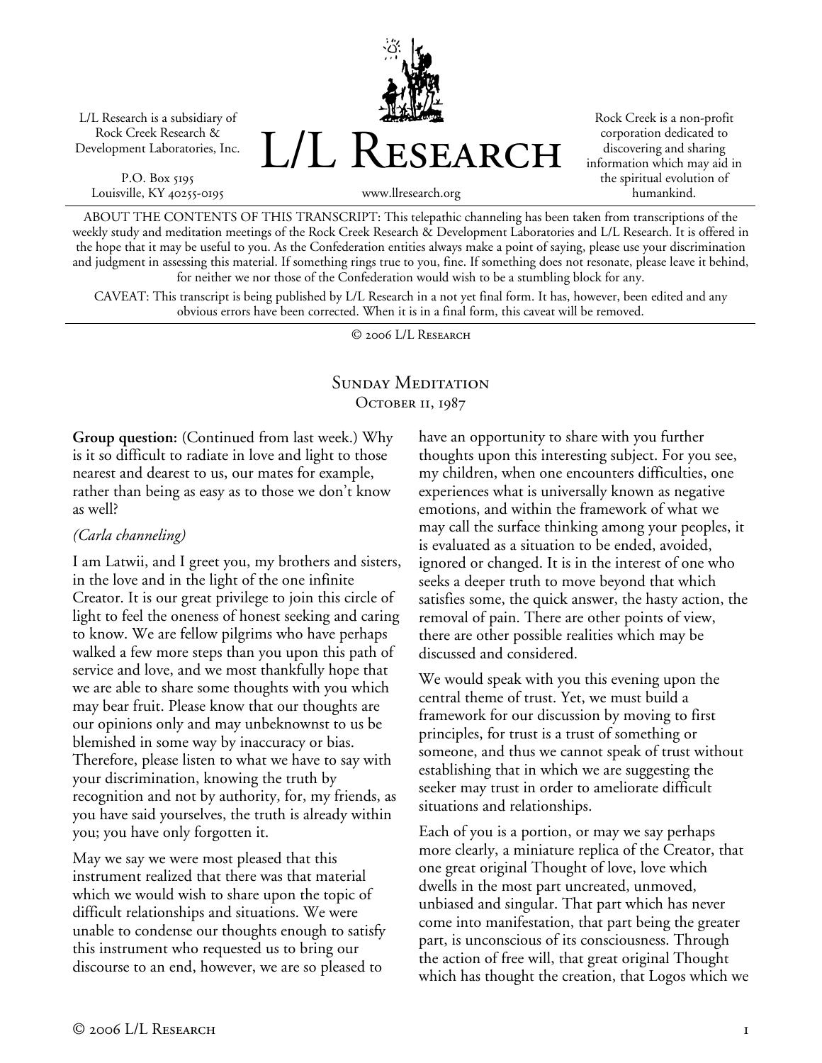L/L Research is a subsidiary of Rock Creek Research & Development Laboratories, Inc.

P.O. Box 5195
Louisville, KY 40255-0195

# L/L Research

www.llresearch.org

Rock Creek is a non-profit corporation dedicated to discovering and sharing information which may aid in the spiritual evolution of humankind.

ABOUT THE CONTENTS OF THIS TRANSCRIPT: This telepathic channeling has been taken from transcriptions of the weekly study and meditation meetings of the Rock Creek Research & Development Laboratories and L/L Research. It is offered in the hope that it may be useful to you. As the Confederation entities always make a point of saying, please use your discrimination and judgment in assessing this material. If something rings true to you, fine. If something does not resonate, please leave it behind, for neither we nor those of the Confederation would wish to be a stumbling block for any.

CAVEAT: This transcript is being published by L/L Research in a not yet final form. It has, however, been edited and any obvious errors have been corrected. When it is in a final form, this caveat will be removed.

© 2006 L/L Research

## Sunday Meditation
## October 11, 1987

**Group question:** (Continued from last week.) Why is it so difficult to radiate in love and light to those nearest and dearest to us, our mates for example, rather than being as easy as to those we don't know as well?

*(Carla channeling)*

I am Latwii, and I greet you, my brothers and sisters, in the love and in the light of the one infinite Creator. It is our great privilege to join this circle of light to feel the oneness of honest seeking and caring to know. We are fellow pilgrims who have perhaps walked a few more steps than you upon this path of service and love, and we most thankfully hope that we are able to share some thoughts with you which may bear fruit. Please know that our thoughts are our opinions only and may unbeknownst to us be blemished in some way by inaccuracy or bias. Therefore, please listen to what we have to say with your discrimination, knowing the truth by recognition and not by authority, for, my friends, as you have said yourselves, the truth is already within you; you have only forgotten it.

May we say we were most pleased that this instrument realized that there was that material which we would wish to share upon the topic of difficult relationships and situations. We were unable to condense our thoughts enough to satisfy this instrument who requested us to bring our discourse to an end, however, we are so pleased to have an opportunity to share with you further thoughts upon this interesting subject. For you see, my children, when one encounters difficulties, one experiences what is universally known as negative emotions, and within the framework of what we may call the surface thinking among your peoples, it is evaluated as a situation to be ended, avoided, ignored or changed. It is in the interest of one who seeks a deeper truth to move beyond that which satisfies some, the quick answer, the hasty action, the removal of pain. There are other points of view, there are other possible realities which may be discussed and considered.

We would speak with you this evening upon the central theme of trust. Yet, we must build a framework for our discussion by moving to first principles, for trust is a trust of something or someone, and thus we cannot speak of trust without establishing that in which we are suggesting the seeker may trust in order to ameliorate difficult situations and relationships.

Each of you is a portion, or may we say perhaps more clearly, a miniature replica of the Creator, that one great original Thought of love, love which dwells in the most part uncreated, unmoved, unbiased and singular. That part which has never come into manifestation, that part being the greater part, is unconscious of its consciousness. Through the action of free will, that great original Thought which has thought the creation, that Logos which we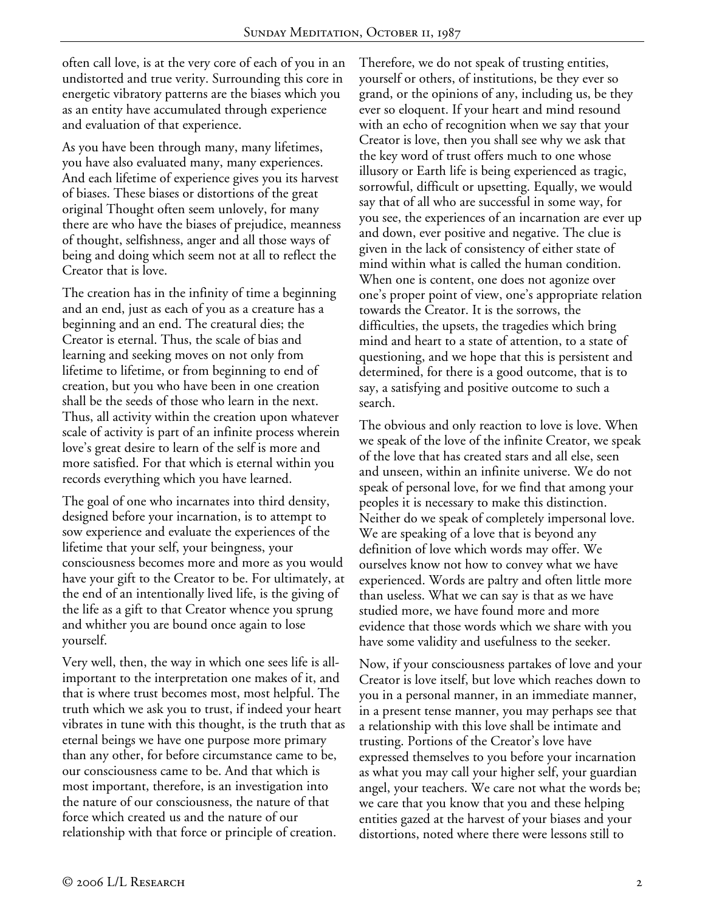often call love, is at the very core of each of you in an undistorted and true verity. Surrounding this core in energetic vibratory patterns are the biases which you as an entity have accumulated through experience and evaluation of that experience.

As you have been through many, many lifetimes, you have also evaluated many, many experiences. And each lifetime of experience gives you its harvest of biases. These biases or distortions of the great original Thought often seem unlovely, for many there are who have the biases of prejudice, meanness of thought, selfishness, anger and all those ways of being and doing which seem not at all to reflect the Creator that is love.

The creation has in the infinity of time a beginning and an end, just as each of you as a creature has a beginning and an end. The creatural dies; the Creator is eternal. Thus, the scale of bias and learning and seeking moves on not only from lifetime to lifetime, or from beginning to end of creation, but you who have been in one creation shall be the seeds of those who learn in the next. Thus, all activity within the creation upon whatever scale of activity is part of an infinite process wherein love's great desire to learn of the self is more and more satisfied. For that which is eternal within you records everything which you have learned.

The goal of one who incarnates into third density, designed before your incarnation, is to attempt to sow experience and evaluate the experiences of the lifetime that your self, your beingness, your consciousness becomes more and more as you would have your gift to the Creator to be. For ultimately, at the end of an intentionally lived life, is the giving of the life as a gift to that Creator whence you sprung and whither you are bound once again to lose yourself.

Very well, then, the way in which one sees life is all-important to the interpretation one makes of it, and that is where trust becomes most, most helpful. The truth which we ask you to trust, if indeed your heart vibrates in tune with this thought, is the truth that as eternal beings we have one purpose more primary than any other, for before circumstance came to be, our consciousness came to be. And that which is most important, therefore, is an investigation into the nature of our consciousness, the nature of that force which created us and the nature of our relationship with that force or principle of creation.

Therefore, we do not speak of trusting entities, yourself or others, of institutions, be they ever so grand, or the opinions of any, including us, be they ever so eloquent. If your heart and mind resound with an echo of recognition when we say that your Creator is love, then you shall see why we ask that the key word of trust offers much to one whose illusory or Earth life is being experienced as tragic, sorrowful, difficult or upsetting. Equally, we would say that of all who are successful in some way, for you see, the experiences of an incarnation are ever up and down, ever positive and negative. The clue is given in the lack of consistency of either state of mind within what is called the human condition. When one is content, one does not agonize over one's proper point of view, one's appropriate relation towards the Creator. It is the sorrows, the difficulties, the upsets, the tragedies which bring mind and heart to a state of attention, to a state of questioning, and we hope that this is persistent and determined, for there is a good outcome, that is to say, a satisfying and positive outcome to such a search.

The obvious and only reaction to love is love. When we speak of the love of the infinite Creator, we speak of the love that has created stars and all else, seen and unseen, within an infinite universe. We do not speak of personal love, for we find that among your peoples it is necessary to make this distinction. Neither do we speak of completely impersonal love. We are speaking of a love that is beyond any definition of love which words may offer. We ourselves know not how to convey what we have experienced. Words are paltry and often little more than useless. What we can say is that as we have studied more, we have found more and more evidence that those words which we share with you have some validity and usefulness to the seeker.

Now, if your consciousness partakes of love and your Creator is love itself, but love which reaches down to you in a personal manner, in an immediate manner, in a present tense manner, you may perhaps see that a relationship with this love shall be intimate and trusting. Portions of the Creator's love have expressed themselves to you before your incarnation as what you may call your higher self, your guardian angel, your teachers. We care not what the words be; we care that you know that you and these helping entities gazed at the harvest of your biases and your distortions, noted where there were lessons still to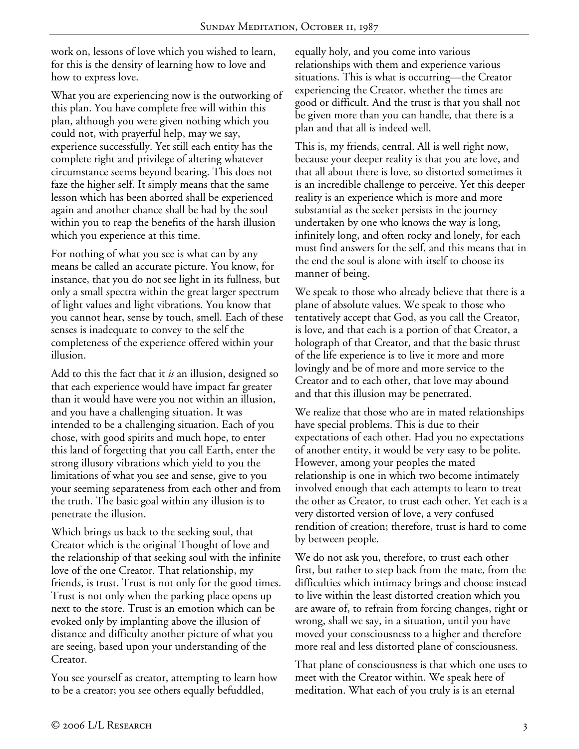work on, lessons of love which you wished to learn, for this is the density of learning how to love and how to express love.

What you are experiencing now is the outworking of this plan. You have complete free will within this plan, although you were given nothing which you could not, with prayerful help, may we say, experience successfully. Yet still each entity has the complete right and privilege of altering whatever circumstance seems beyond bearing. This does not faze the higher self. It simply means that the same lesson which has been aborted shall be experienced again and another chance shall be had by the soul within you to reap the benefits of the harsh illusion which you experience at this time.

For nothing of what you see is what can by any means be called an accurate picture. You know, for instance, that you do not see light in its fullness, but only a small spectra within the great larger spectrum of light values and light vibrations. You know that you cannot hear, sense by touch, smell. Each of these senses is inadequate to convey to the self the completeness of the experience offered within your illusion.

Add to this the fact that it *is* an illusion, designed so that each experience would have impact far greater than it would have were you not within an illusion, and you have a challenging situation. It was intended to be a challenging situation. Each of you chose, with good spirits and much hope, to enter this land of forgetting that you call Earth, enter the strong illusory vibrations which yield to you the limitations of what you see and sense, give to you your seeming separateness from each other and from the truth. The basic goal within any illusion is to penetrate the illusion.

Which brings us back to the seeking soul, that Creator which is the original Thought of love and the relationship of that seeking soul with the infinite love of the one Creator. That relationship, my friends, is trust. Trust is not only for the good times. Trust is not only when the parking place opens up next to the store. Trust is an emotion which can be evoked only by implanting above the illusion of distance and difficulty another picture of what you are seeing, based upon your understanding of the Creator.

You see yourself as creator, attempting to learn how to be a creator; you see others equally befuddled, equally holy, and you come into various relationships with them and experience various situations. This is what is occurring—the Creator experiencing the Creator, whether the times are good or difficult. And the trust is that you shall not be given more than you can handle, that there is a plan and that all is indeed well.

This is, my friends, central. All is well right now, because your deeper reality is that you are love, and that all about there is love, so distorted sometimes it is an incredible challenge to perceive. Yet this deeper reality is an experience which is more and more substantial as the seeker persists in the journey undertaken by one who knows the way is long, infinitely long, and often rocky and lonely, for each must find answers for the self, and this means that in the end the soul is alone with itself to choose its manner of being.

We speak to those who already believe that there is a plane of absolute values. We speak to those who tentatively accept that God, as you call the Creator, is love, and that each is a portion of that Creator, a holograph of that Creator, and that the basic thrust of the life experience is to live it more and more lovingly and be of more and more service to the Creator and to each other, that love may abound and that this illusion may be penetrated.

We realize that those who are in mated relationships have special problems. This is due to their expectations of each other. Had you no expectations of another entity, it would be very easy to be polite. However, among your peoples the mated relationship is one in which two become intimately involved enough that each attempts to learn to treat the other as Creator, to trust each other. Yet each is a very distorted version of love, a very confused rendition of creation; therefore, trust is hard to come by between people.

We do not ask you, therefore, to trust each other first, but rather to step back from the mate, from the difficulties which intimacy brings and choose instead to live within the least distorted creation which you are aware of, to refrain from forcing changes, right or wrong, shall we say, in a situation, until you have moved your consciousness to a higher and therefore more real and less distorted plane of consciousness.

That plane of consciousness is that which one uses to meet with the Creator within. We speak here of meditation. What each of you truly is is an eternal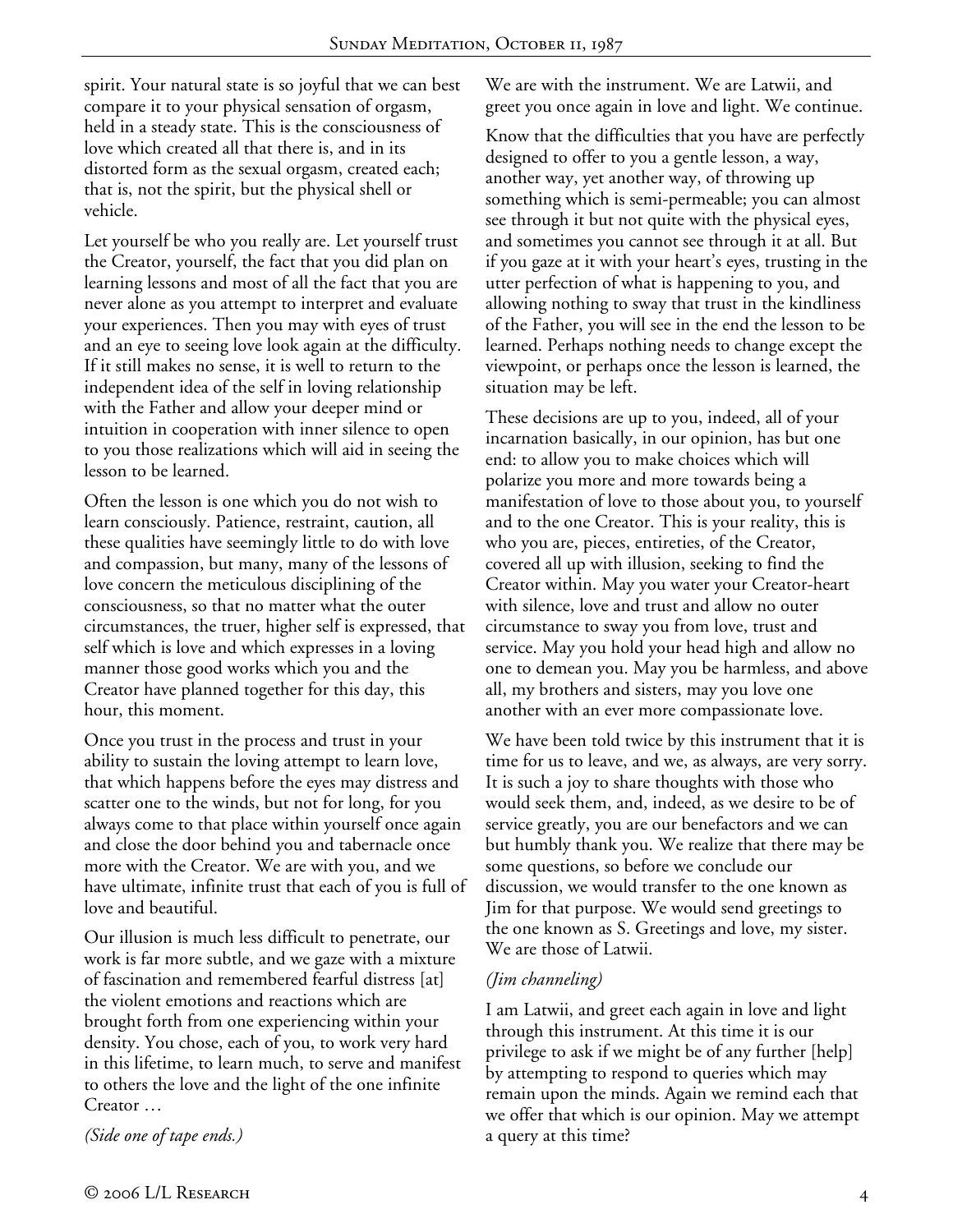spirit. Your natural state is so joyful that we can best compare it to your physical sensation of orgasm, held in a steady state. This is the consciousness of love which created all that there is, and in its distorted form as the sexual orgasm, created each; that is, not the spirit, but the physical shell or vehicle.

Let yourself be who you really are. Let yourself trust the Creator, yourself, the fact that you did plan on learning lessons and most of all the fact that you are never alone as you attempt to interpret and evaluate your experiences. Then you may with eyes of trust and an eye to seeing love look again at the difficulty. If it still makes no sense, it is well to return to the independent idea of the self in loving relationship with the Father and allow your deeper mind or intuition in cooperation with inner silence to open to you those realizations which will aid in seeing the lesson to be learned.

Often the lesson is one which you do not wish to learn consciously. Patience, restraint, caution, all these qualities have seemingly little to do with love and compassion, but many, many of the lessons of love concern the meticulous disciplining of the consciousness, so that no matter what the outer circumstances, the truer, higher self is expressed, that self which is love and which expresses in a loving manner those good works which you and the Creator have planned together for this day, this hour, this moment.

Once you trust in the process and trust in your ability to sustain the loving attempt to learn love, that which happens before the eyes may distress and scatter one to the winds, but not for long, for you always come to that place within yourself once again and close the door behind you and tabernacle once more with the Creator. We are with you, and we have ultimate, infinite trust that each of you is full of love and beautiful.

Our illusion is much less difficult to penetrate, our work is far more subtle, and we gaze with a mixture of fascination and remembered fearful distress [at] the violent emotions and reactions which are brought forth from one experiencing within your density. You chose, each of you, to work very hard in this lifetime, to learn much, to serve and manifest to others the love and the light of the one infinite Creator …

*(Side one of tape ends.)*

We are with the instrument. We are Latwii, and greet you once again in love and light. We continue.

Know that the difficulties that you have are perfectly designed to offer to you a gentle lesson, a way, another way, yet another way, of throwing up something which is semi-permeable; you can almost see through it but not quite with the physical eyes, and sometimes you cannot see through it at all. But if you gaze at it with your heart's eyes, trusting in the utter perfection of what is happening to you, and allowing nothing to sway that trust in the kindliness of the Father, you will see in the end the lesson to be learned. Perhaps nothing needs to change except the viewpoint, or perhaps once the lesson is learned, the situation may be left.

These decisions are up to you, indeed, all of your incarnation basically, in our opinion, has but one end: to allow you to make choices which will polarize you more and more towards being a manifestation of love to those about you, to yourself and to the one Creator. This is your reality, this is who you are, pieces, entireties, of the Creator, covered all up with illusion, seeking to find the Creator within. May you water your Creator-heart with silence, love and trust and allow no outer circumstance to sway you from love, trust and service. May you hold your head high and allow no one to demean you. May you be harmless, and above all, my brothers and sisters, may you love one another with an ever more compassionate love.

We have been told twice by this instrument that it is time for us to leave, and we, as always, are very sorry. It is such a joy to share thoughts with those who would seek them, and, indeed, as we desire to be of service greatly, you are our benefactors and we can but humbly thank you. We realize that there may be some questions, so before we conclude our discussion, we would transfer to the one known as Jim for that purpose. We would send greetings to the one known as S. Greetings and love, my sister. We are those of Latwii.

*(Jim channeling)*

I am Latwii, and greet each again in love and light through this instrument. At this time it is our privilege to ask if we might be of any further [help] by attempting to respond to queries which may remain upon the minds. Again we remind each that we offer that which is our opinion. May we attempt a query at this time?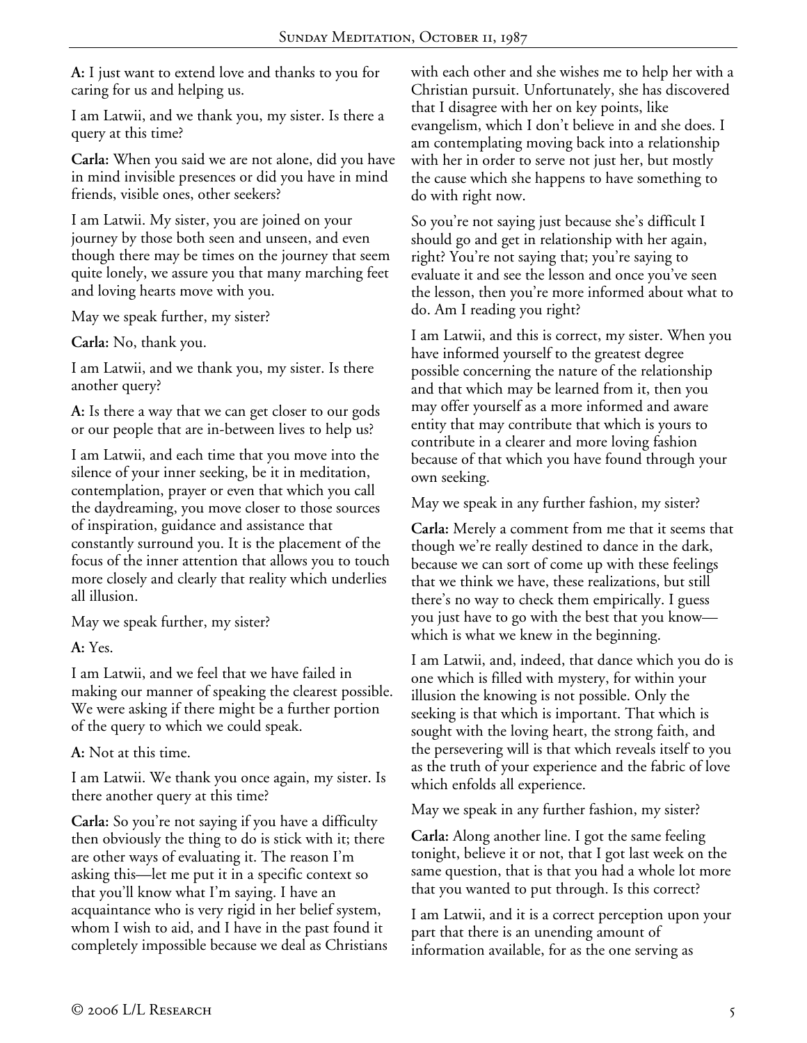**A:** I just want to extend love and thanks to you for caring for us and helping us.

I am Latwii, and we thank you, my sister. Is there a query at this time?

**Carla:** When you said we are not alone, did you have in mind invisible presences or did you have in mind friends, visible ones, other seekers?

I am Latwii. My sister, you are joined on your journey by those both seen and unseen, and even though there may be times on the journey that seem quite lonely, we assure you that many marching feet and loving hearts move with you.

May we speak further, my sister?

**Carla:** No, thank you.

I am Latwii, and we thank you, my sister. Is there another query?

**A:** Is there a way that we can get closer to our gods or our people that are in-between lives to help us?

I am Latwii, and each time that you move into the silence of your inner seeking, be it in meditation, contemplation, prayer or even that which you call the daydreaming, you move closer to those sources of inspiration, guidance and assistance that constantly surround you. It is the placement of the focus of the inner attention that allows you to touch more closely and clearly that reality which underlies all illusion.

May we speak further, my sister?

**A:** Yes.

I am Latwii, and we feel that we have failed in making our manner of speaking the clearest possible. We were asking if there might be a further portion of the query to which we could speak.

**A:** Not at this time.

I am Latwii. We thank you once again, my sister. Is there another query at this time?

**Carla:** So you're not saying if you have a difficulty then obviously the thing to do is stick with it; there are other ways of evaluating it. The reason I'm asking this—let me put it in a specific context so that you'll know what I'm saying. I have an acquaintance who is very rigid in her belief system, whom I wish to aid, and I have in the past found it completely impossible because we deal as Christians with each other and she wishes me to help her with a Christian pursuit. Unfortunately, she has discovered that I disagree with her on key points, like evangelism, which I don't believe in and she does. I am contemplating moving back into a relationship with her in order to serve not just her, but mostly the cause which she happens to have something to do with right now.

So you're not saying just because she's difficult I should go and get in relationship with her again, right? You're not saying that; you're saying to evaluate it and see the lesson and once you've seen the lesson, then you're more informed about what to do. Am I reading you right?

I am Latwii, and this is correct, my sister. When you have informed yourself to the greatest degree possible concerning the nature of the relationship and that which may be learned from it, then you may offer yourself as a more informed and aware entity that may contribute that which is yours to contribute in a clearer and more loving fashion because of that which you have found through your own seeking.

May we speak in any further fashion, my sister?

**Carla:** Merely a comment from me that it seems that though we're really destined to dance in the dark, because we can sort of come up with these feelings that we think we have, these realizations, but still there's no way to check them empirically. I guess you just have to go with the best that you know—which is what we knew in the beginning.

I am Latwii, and, indeed, that dance which you do is one which is filled with mystery, for within your illusion the knowing is not possible. Only the seeking is that which is important. That which is sought with the loving heart, the strong faith, and the persevering will is that which reveals itself to you as the truth of your experience and the fabric of love which enfolds all experience.

May we speak in any further fashion, my sister?

**Carla:** Along another line. I got the same feeling tonight, believe it or not, that I got last week on the same question, that is that you had a whole lot more that you wanted to put through. Is this correct?

I am Latwii, and it is a correct perception upon your part that there is an unending amount of information available, for as the one serving as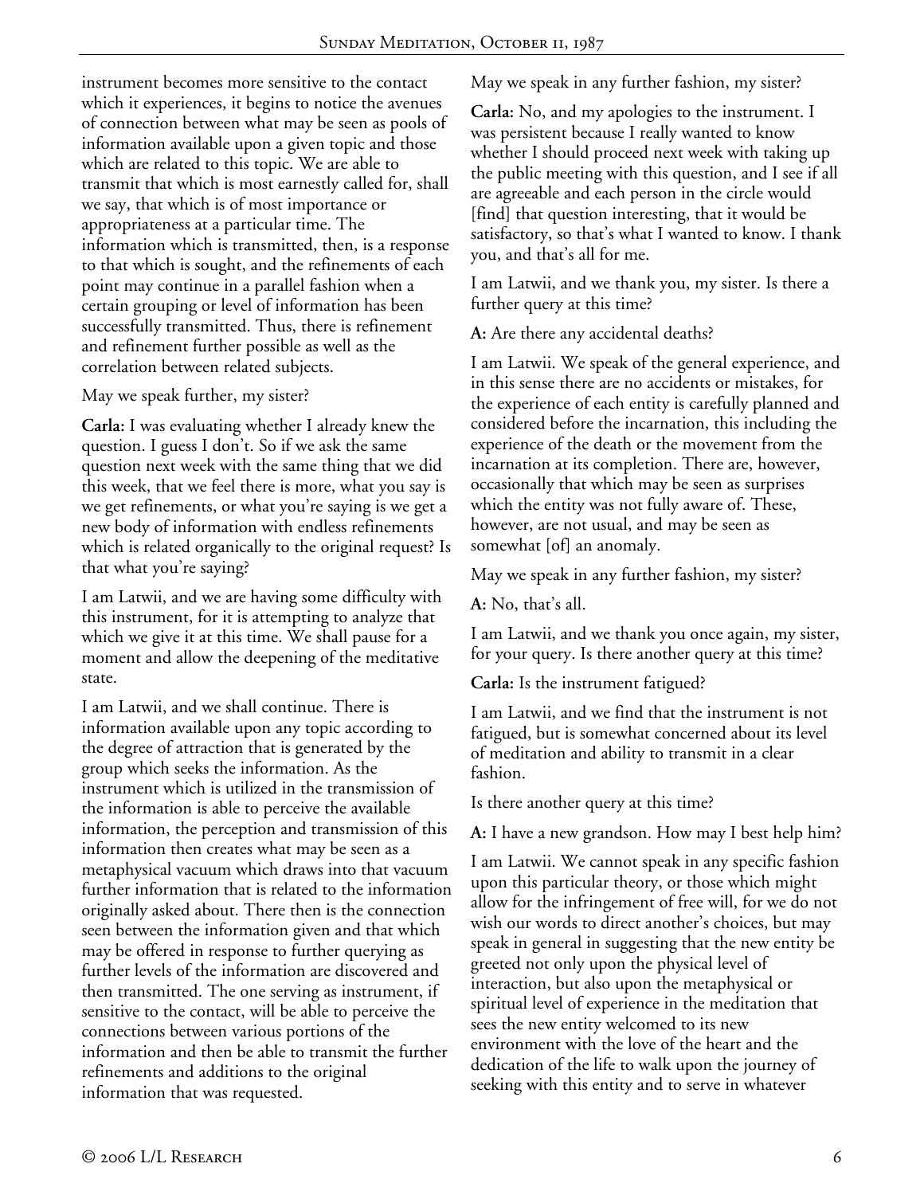instrument becomes more sensitive to the contact which it experiences, it begins to notice the avenues of connection between what may be seen as pools of information available upon a given topic and those which are related to this topic. We are able to transmit that which is most earnestly called for, shall we say, that which is of most importance or appropriateness at a particular time. The information which is transmitted, then, is a response to that which is sought, and the refinements of each point may continue in a parallel fashion when a certain grouping or level of information has been successfully transmitted. Thus, there is refinement and refinement further possible as well as the correlation between related subjects.

May we speak further, my sister?

**Carla:** I was evaluating whether I already knew the question. I guess I don't. So if we ask the same question next week with the same thing that we did this week, that we feel there is more, what you say is we get refinements, or what you're saying is we get a new body of information with endless refinements which is related organically to the original request? Is that what you're saying?

I am Latwii, and we are having some difficulty with this instrument, for it is attempting to analyze that which we give it at this time. We shall pause for a moment and allow the deepening of the meditative state.

I am Latwii, and we shall continue. There is information available upon any topic according to the degree of attraction that is generated by the group which seeks the information. As the instrument which is utilized in the transmission of the information is able to perceive the available information, the perception and transmission of this information then creates what may be seen as a metaphysical vacuum which draws into that vacuum further information that is related to the information originally asked about. There then is the connection seen between the information given and that which may be offered in response to further querying as further levels of the information are discovered and then transmitted. The one serving as instrument, if sensitive to the contact, will be able to perceive the connections between various portions of the information and then be able to transmit the further refinements and additions to the original information that was requested.

May we speak in any further fashion, my sister?

**Carla:** No, and my apologies to the instrument. I was persistent because I really wanted to know whether I should proceed next week with taking up the public meeting with this question, and I see if all are agreeable and each person in the circle would [find] that question interesting, that it would be satisfactory, so that's what I wanted to know. I thank you, and that's all for me.

I am Latwii, and we thank you, my sister. Is there a further query at this time?

**A:** Are there any accidental deaths?

I am Latwii. We speak of the general experience, and in this sense there are no accidents or mistakes, for the experience of each entity is carefully planned and considered before the incarnation, this including the experience of the death or the movement from the incarnation at its completion. There are, however, occasionally that which may be seen as surprises which the entity was not fully aware of. These, however, are not usual, and may be seen as somewhat [of] an anomaly.

May we speak in any further fashion, my sister?

**A:** No, that's all.

I am Latwii, and we thank you once again, my sister, for your query. Is there another query at this time?

**Carla:** Is the instrument fatigued?

I am Latwii, and we find that the instrument is not fatigued, but is somewhat concerned about its level of meditation and ability to transmit in a clear fashion.

Is there another query at this time?

**A:** I have a new grandson. How may I best help him?

I am Latwii. We cannot speak in any specific fashion upon this particular theory, or those which might allow for the infringement of free will, for we do not wish our words to direct another's choices, but may speak in general in suggesting that the new entity be greeted not only upon the physical level of interaction, but also upon the metaphysical or spiritual level of experience in the meditation that sees the new entity welcomed to its new environment with the love of the heart and the dedication of the life to walk upon the journey of seeking with this entity and to serve in whatever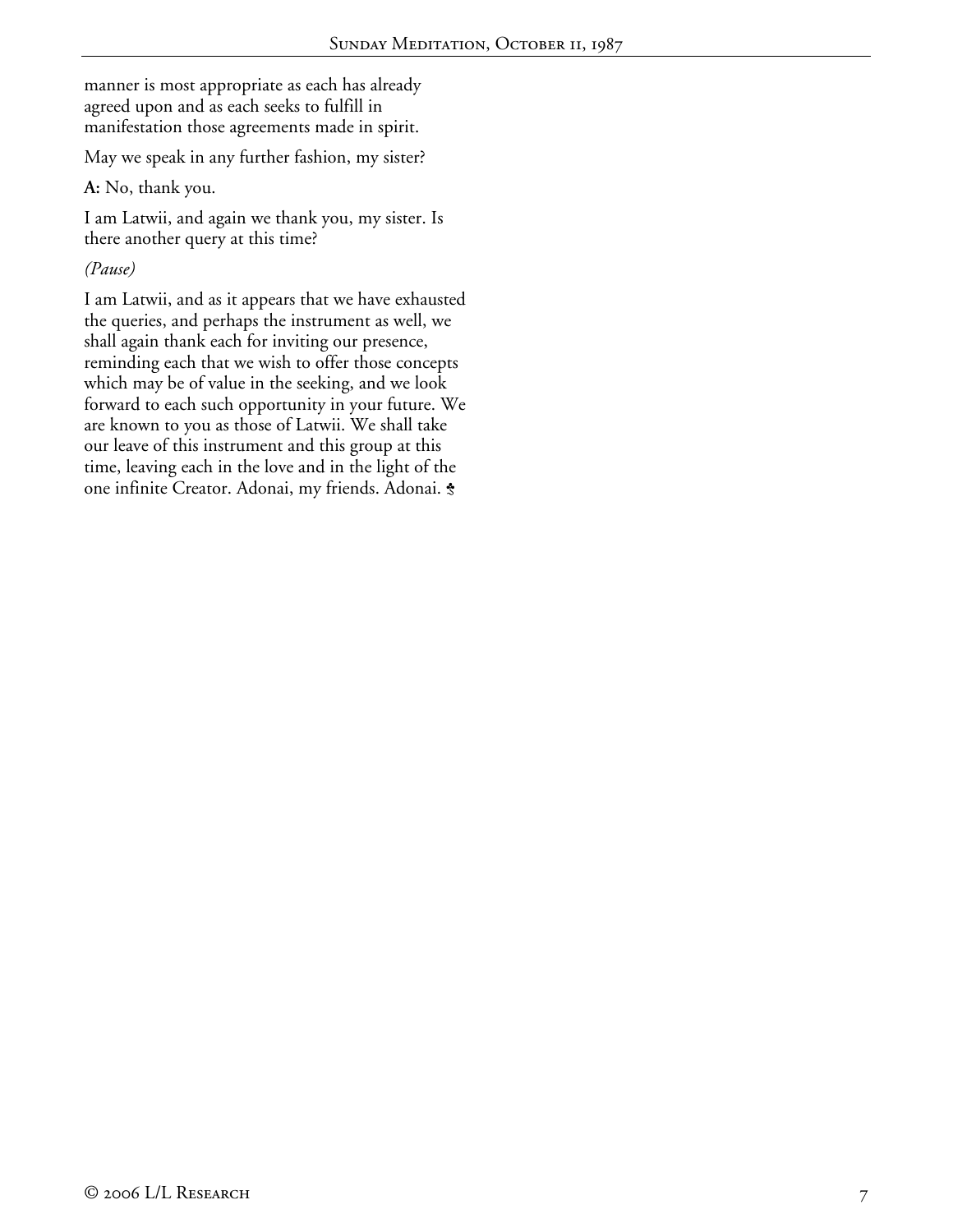manner is most appropriate as each has already agreed upon and as each seeks to fulfill in manifestation those agreements made in spirit.

May we speak in any further fashion, my sister?

**A:** No, thank you.

I am Latwii, and again we thank you, my sister. Is there another query at this time?

*(Pause)*

I am Latwii, and as it appears that we have exhausted the queries, and perhaps the instrument as well, we shall again thank each for inviting our presence, reminding each that we wish to offer those concepts which may be of value in the seeking, and we look forward to each such opportunity in your future. We are known to you as those of Latwii. We shall take our leave of this instrument and this group at this time, leaving each in the love and in the light of the one infinite Creator. Adonai, my friends. Adonai.